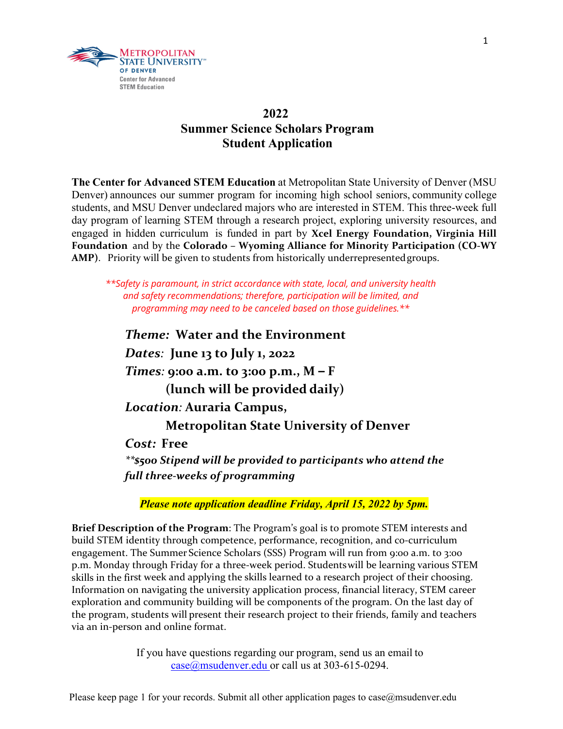Metropolitan State University of Denver
Center for Advanced STEM Education

# 2022
# Summer Science Scholars Program
# Student Application

**The Center for Advanced STEM Education** at Metropolitan State University of Denver (MSU Denver) announces our summer program for incoming high school seniors, community college students, and MSU Denver undeclared majors who are interested in STEM. This three-week full day program of learning STEM through a research project, exploring university resources, and engaged in hidden curriculum is funded in part by **Xcel Energy Foundation, Virginia Hill Foundation** and by the **Colorado – Wyoming Alliance for Minority Participation (CO-WY AMP)**. Priority will be given to students from historically underrepresented groups.

*\*\*Safety is paramount, in strict accordance with state, local, and university health and safety recommendations; therefore, participation will be limited, and programming may need to be canceled based on those guidelines.\*\**

***Theme:*** **Water and the Environment**

***Dates:*** **June 13 to July 1, 2022**

***Times:*** **9:00 a.m. to 3:00 p.m., M – F**
**(lunch will be provided daily)**

***Location:*** **Auraria Campus,**
**Metropolitan State University of Denver**

***Cost:*** **Free**

*\*\****$500 Stipend will be provided to participants who attend the full three-weeks of programming***

***Please note application deadline Friday, April 15, 2022 by 5pm.***

**Brief Description of the Program**: The Program's goal is to promote STEM interests and build STEM identity through competence, performance, recognition, and co-curriculum engagement. The Summer Science Scholars (SSS) Program will run from 9:00 a.m. to 3:00 p.m. Monday through Friday for a three-week period. Students will be learning various STEM skills in the first week and applying the skills learned to a research project of their choosing. Information on navigating the university application process, financial literacy, STEM career exploration and community building will be components of the program. On the last day of the program, students will present their research project to their friends, family and teachers via an in-person and online format.

If you have questions regarding our program, send us an email to case@msudenver.edu or call us at 303-615-0294.

Please keep page 1 for your records. Submit all other application pages to case@msudenver.edu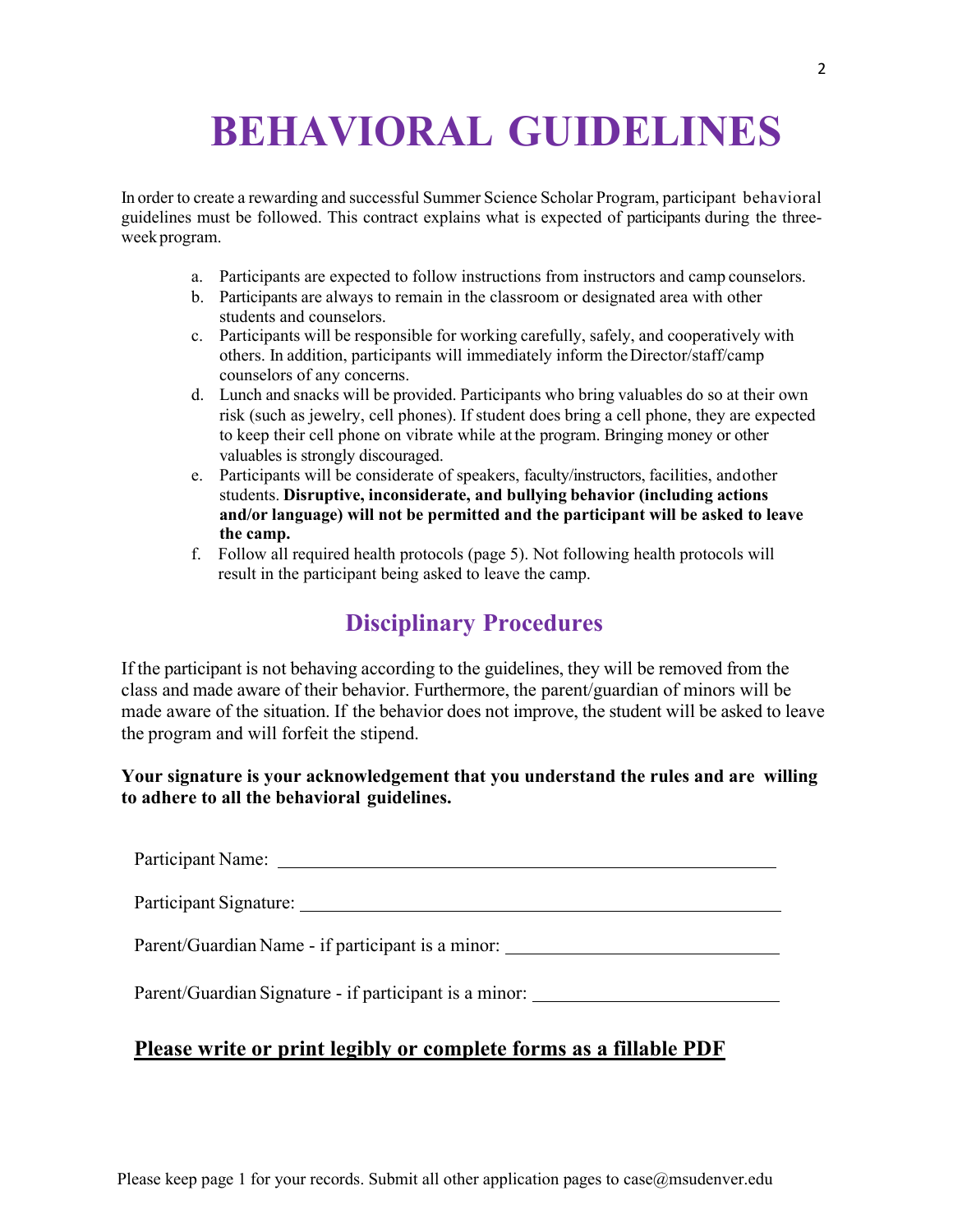# BEHAVIORAL GUIDELINES

In order to create a rewarding and successful Summer Science Scholar Program, participant behavioral guidelines must be followed. This contract explains what is expected of participants during the three-week program.

a. Participants are expected to follow instructions from instructors and camp counselors.
b. Participants are always to remain in the classroom or designated area with other students and counselors.
c. Participants will be responsible for working carefully, safely, and cooperatively with others. In addition, participants will immediately inform the Director/staff/camp counselors of any concerns.
d. Lunch and snacks will be provided. Participants who bring valuables do so at their own risk (such as jewelry, cell phones). If student does bring a cell phone, they are expected to keep their cell phone on vibrate while at the program. Bringing money or other valuables is strongly discouraged.
e. Participants will be considerate of speakers, faculty/instructors, facilities, and other students. **Disruptive, inconsiderate, and bullying behavior (including actions and/or language) will not be permitted and the participant will be asked to leave the camp.**
f. Follow all required health protocols (page 5). Not following health protocols will result in the participant being asked to leave the camp.

## Disciplinary Procedures

If the participant is not behaving according to the guidelines, they will be removed from the class and made aware of their behavior. Furthermore, the parent/guardian of minors will be made aware of the situation. If the behavior does not improve, the student will be asked to leave the program and will forfeit the stipend.

**Your signature is your acknowledgement that you understand the rules and are willing to adhere to all the behavioral guidelines.**

Participant Name: ______________________________

Participant Signature: ______________________________

Parent/Guardian Name - if participant is a minor: ______________________________

Parent/Guardian Signature - if participant is a minor: ______________________________

**Please write or print legibly or complete forms as a fillable PDF**

Please keep page 1 for your records. Submit all other application pages to case@msudenver.edu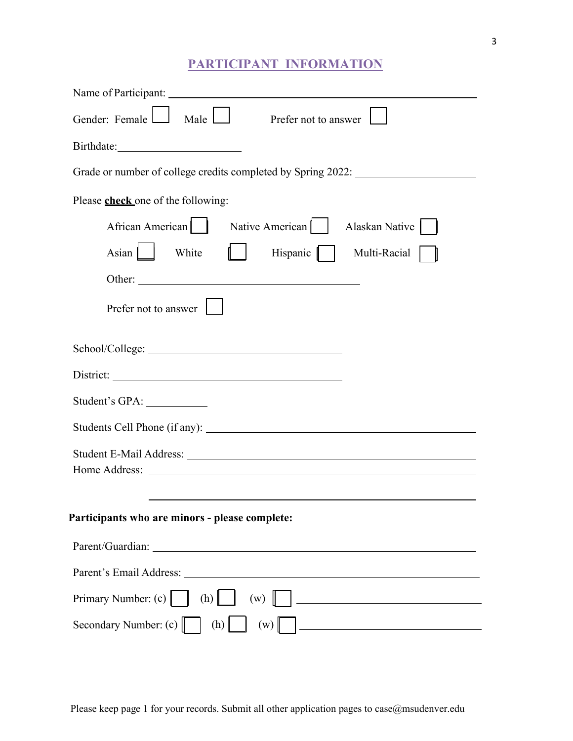## PARTICIPANT INFORMATION

Name of Participant: ______________________________________________

Gender: Female ☐ Male ☐ Prefer not to answer ☐

Birthdate: ____________________

Grade or number of college credits completed by Spring 2022: ____________________

Please **check** one of the following:

African American ☐ Native American ☐ Alaskan Native ☐

Asian ☐ White ☐ Hispanic ☐ Multi-Racial ☐

Other: ____________________________________

Prefer not to answer ☐

School/College: ______________________________

District: ______________________________

Student's GPA: __________

Students Cell Phone (if any): ______________________________________________

Student E-Mail Address: ______________________________________________

Home Address: ______________________________________________

______________________________________________

**Participants who are minors - please complete:**

Parent/Guardian: ______________________________________________

Parent's Email Address: ______________________________________________

Primary Number: (c) ☐ (h) ☐ (w) ☐ ______________________________

Secondary Number: (c) ☐ (h) ☐ (w) ☐ ______________________________

Please keep page 1 for your records. Submit all other application pages to case@msudenver.edu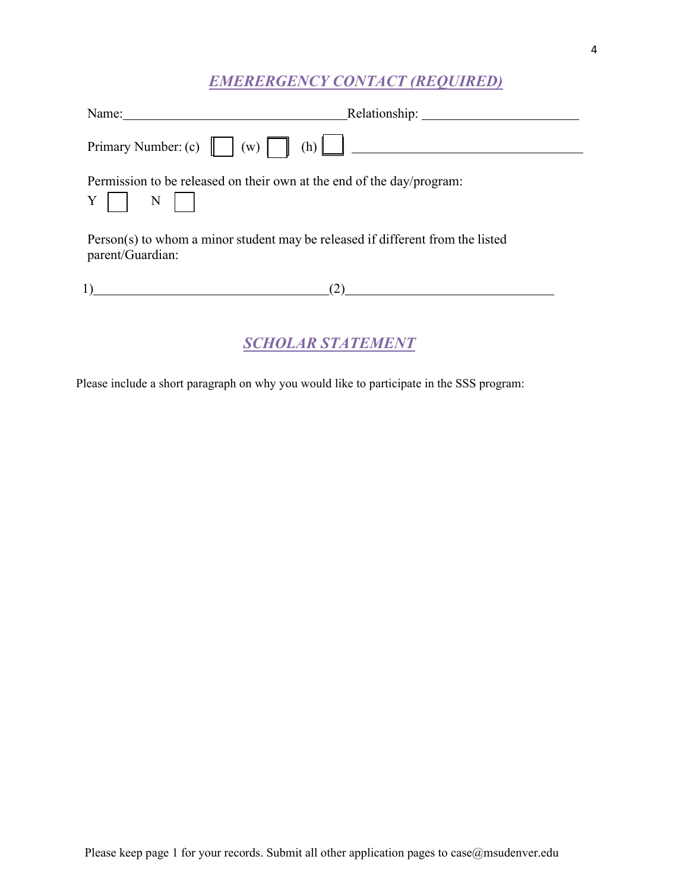## *EMERERGENCY CONTACT (REQUIRED)*

Name:\_\_\_\_\_\_\_\_\_\_\_\_\_\_\_\_\_\_\_\_\_\_\_\_\_\_\_\_\_\_\_\_\_\_Relationship: \_\_\_\_\_\_\_\_\_\_\_\_\_\_\_\_\_\_\_\_\_\_\_\_

Primary Number: (c) ☐ (w) ☐ (h) ☐ \_\_\_\_\_\_\_\_\_\_\_\_\_\_\_\_\_\_\_\_\_\_\_\_\_\_\_\_\_\_\_\_\_\_\_

Permission to be released on their own at the end of the day/program:

Y ☐ N ☐

Person(s) to whom a minor student may be released if different from the listed parent/Guardian:

1)\_\_\_\_\_\_\_\_\_\_\_\_\_\_\_\_\_\_\_\_\_\_\_\_\_\_\_\_\_\_\_\_\_\_\_(2)\_\_\_\_\_\_\_\_\_\_\_\_\_\_\_\_\_\_\_\_\_\_\_\_\_\_\_\_\_\_\_\_

## *SCHOLAR STATEMENT*

Please include a short paragraph on why you would like to participate in the SSS program:

Please keep page 1 for your records. Submit all other application pages to case@msudenver.edu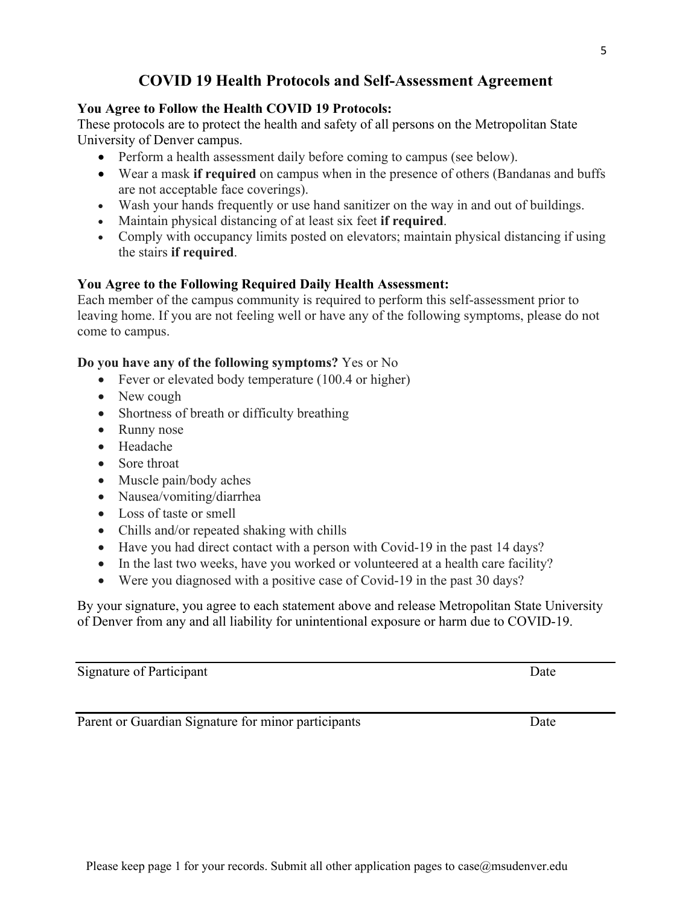# COVID 19 Health Protocols and Self-Assessment Agreement

**You Agree to Follow the Health COVID 19 Protocols:**
These protocols are to protect the health and safety of all persons on the Metropolitan State University of Denver campus.

- Perform a health assessment daily before coming to campus (see below).
- Wear a mask **if required** on campus when in the presence of others (Bandanas and buffs are not acceptable face coverings).
- Wash your hands frequently or use hand sanitizer on the way in and out of buildings.
- Maintain physical distancing of at least six feet **if required**.
- Comply with occupancy limits posted on elevators; maintain physical distancing if using the stairs **if required**.

**You Agree to the Following Required Daily Health Assessment:**
Each member of the campus community is required to perform this self-assessment prior to leaving home. If you are not feeling well or have any of the following symptoms, please do not come to campus.

**Do you have any of the following symptoms?** Yes or No

- Fever or elevated body temperature (100.4 or higher)
- New cough
- Shortness of breath or difficulty breathing
- Runny nose
- Headache
- Sore throat
- Muscle pain/body aches
- Nausea/vomiting/diarrhea
- Loss of taste or smell
- Chills and/or repeated shaking with chills
- Have you had direct contact with a person with Covid-19 in the past 14 days?
- In the last two weeks, have you worked or volunteered at a health care facility?
- Were you diagnosed with a positive case of Covid-19 in the past 30 days?

By your signature, you agree to each statement above and release Metropolitan State University of Denver from any and all liability for unintentional exposure or harm due to COVID-19.

\_\_\_\_\_\_\_\_\_\_\_\_\_\_\_\_\_\_\_\_\_\_\_\_\_\_\_\_\_\_\_\_\_\_\_\_\_\_\_\_\_\_\_\_\_\_\_\_\_\_\_\_

Signature of Participant                                                                 Date

\_\_\_\_\_\_\_\_\_\_\_\_\_\_\_\_\_\_\_\_\_\_\_\_\_\_\_\_\_\_\_\_\_\_\_\_\_\_\_\_\_\_\_\_\_\_\_\_\_\_\_\_

Parent or Guardian Signature for minor participants                          Date

Please keep page 1 for your records. Submit all other application pages to case@msudenver.edu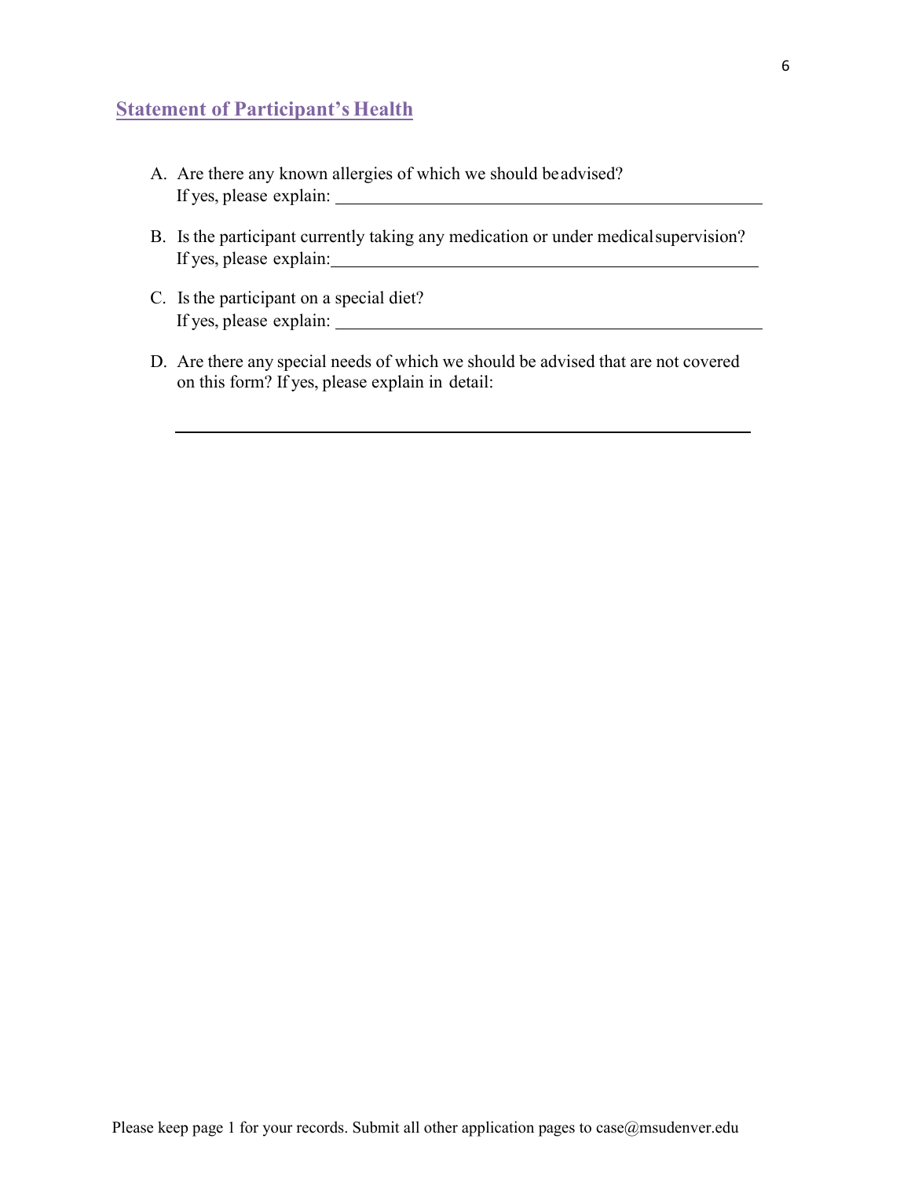## Statement of Participant's Health

A. Are there any known allergies of which we should be advised?
   If yes, please explain: ______________________________________________

B. Is the participant currently taking any medication or under medical supervision?
   If yes, please explain: ______________________________________________

C. Is the participant on a special diet?
   If yes, please explain: ______________________________________________

D. Are there any special needs of which we should be advised that are not covered on this form? If yes, please explain in detail:

   ______________________________________________________________

Please keep page 1 for your records. Submit all other application pages to case@msudenver.edu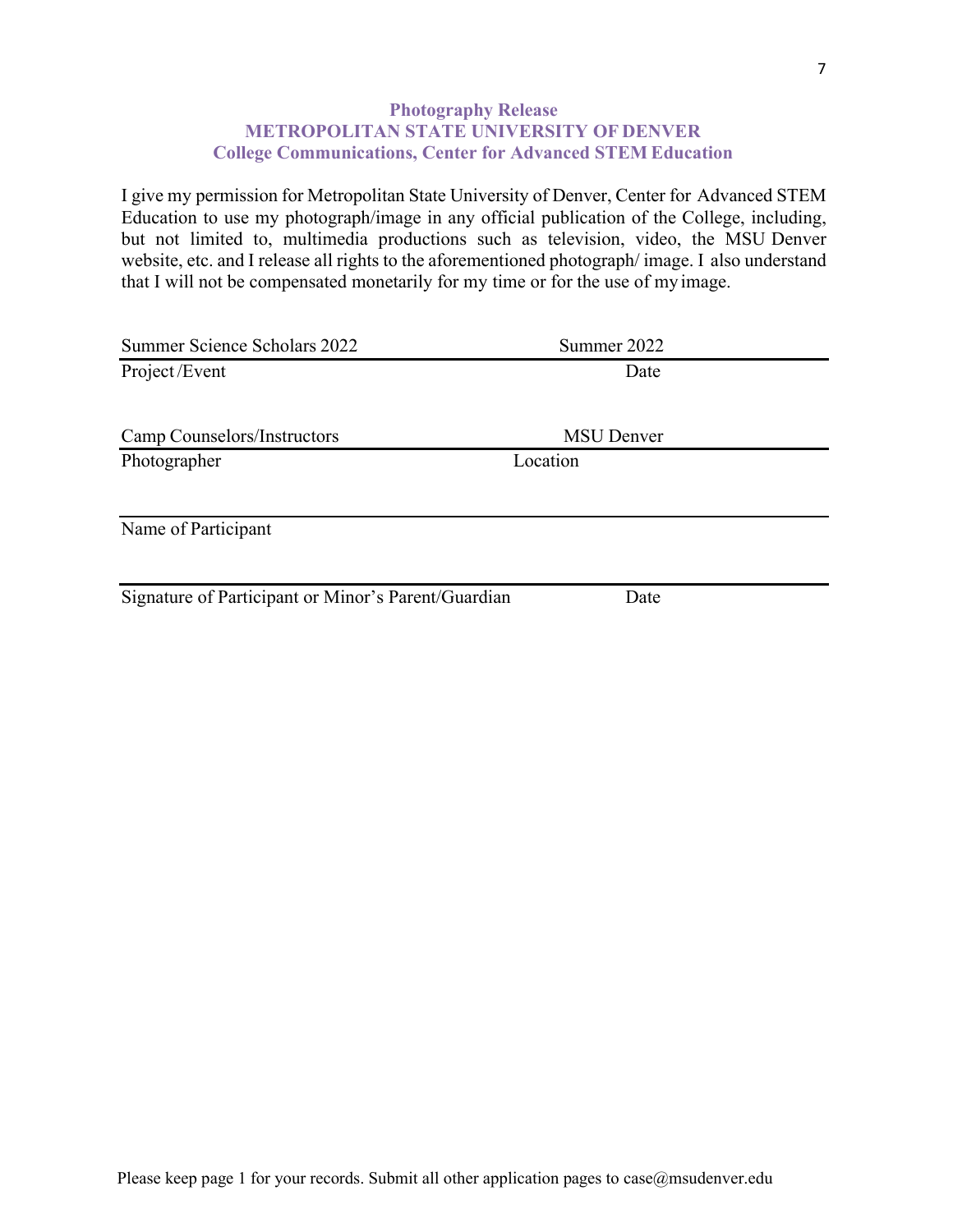**Photography Release**
**METROPOLITAN STATE UNIVERSITY OF DENVER**
**College Communications, Center for Advanced STEM Education**

I give my permission for Metropolitan State University of Denver, Center for Advanced STEM Education to use my photograph/image in any official publication of the College, including, but not limited to, multimedia productions such as television, video, the MSU Denver website, etc. and I release all rights to the aforementioned photograph/ image. I also understand that I will not be compensated monetarily for my time or for the use of my image.

Summer Science Scholars 2022 &nbsp;&nbsp;&nbsp;&nbsp;&nbsp;&nbsp;&nbsp;&nbsp; Summer 2022
\_\_\_\_\_\_\_\_\_\_\_\_\_\_\_\_\_\_\_\_\_\_\_\_\_\_\_\_\_\_\_\_\_\_\_\_\_\_\_\_\_\_\_\_\_\_\_\_\_\_\_\_
Project/Event &nbsp;&nbsp;&nbsp;&nbsp;&nbsp;&nbsp;&nbsp;&nbsp; Date

Camp Counselors/Instructors &nbsp;&nbsp;&nbsp;&nbsp;&nbsp;&nbsp;&nbsp;&nbsp; MSU Denver
\_\_\_\_\_\_\_\_\_\_\_\_\_\_\_\_\_\_\_\_\_\_\_\_\_\_\_\_\_\_\_\_\_\_\_\_\_\_\_\_\_\_\_\_\_\_\_\_\_\_\_\_
Photographer &nbsp;&nbsp;&nbsp;&nbsp;&nbsp;&nbsp;&nbsp;&nbsp; Location

\_\_\_\_\_\_\_\_\_\_\_\_\_\_\_\_\_\_\_\_\_\_\_\_\_\_\_\_\_\_\_\_\_\_\_\_\_\_\_\_\_\_\_\_\_\_\_\_\_\_\_\_
Name of Participant

\_\_\_\_\_\_\_\_\_\_\_\_\_\_\_\_\_\_\_\_\_\_\_\_\_\_\_\_\_\_\_\_\_\_\_\_\_\_\_\_\_\_\_\_\_\_\_\_\_\_\_\_
Signature of Participant or Minor's Parent/Guardian &nbsp;&nbsp;&nbsp;&nbsp;&nbsp;&nbsp;&nbsp;&nbsp; Date

Please keep page 1 for your records. Submit all other application pages to case@msudenver.edu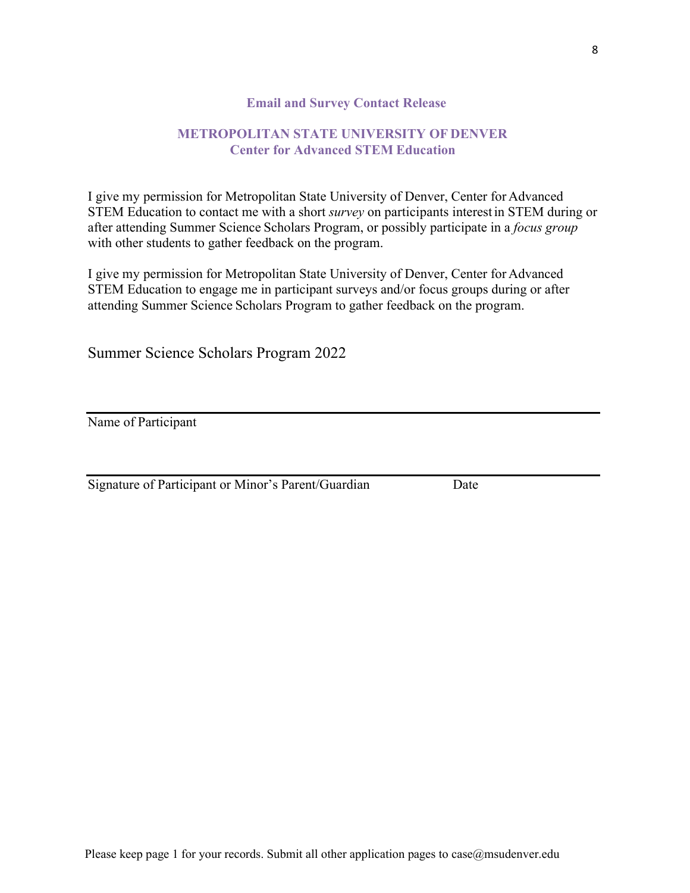## Email and Survey Contact Release

### METROPOLITAN STATE UNIVERSITY OF DENVER
### Center for Advanced STEM Education

I give my permission for Metropolitan State University of Denver, Center for Advanced STEM Education to contact me with a short *survey* on participants interest in STEM during or after attending Summer Science Scholars Program, or possibly participate in a *focus group* with other students to gather feedback on the program.

I give my permission for Metropolitan State University of Denver, Center for Advanced STEM Education to engage me in participant surveys and/or focus groups during or after attending Summer Science Scholars Program to gather feedback on the program.

Summer Science Scholars Program 2022

\_\_\_\_\_\_\_\_\_\_\_\_\_\_\_\_\_\_\_\_\_\_\_\_\_\_\_\_\_\_\_\_\_\_\_\_\_\_\_\_\_\_\_\_\_\_\_\_

Name of Participant

\_\_\_\_\_\_\_\_\_\_\_\_\_\_\_\_\_\_\_\_\_\_\_\_\_\_\_\_\_\_\_\_\_\_\_\_\_\_\_\_\_\_\_\_\_\_\_\_

Signature of Participant or Minor's Parent/Guardian Date

Please keep page 1 for your records. Submit all other application pages to case@msudenver.edu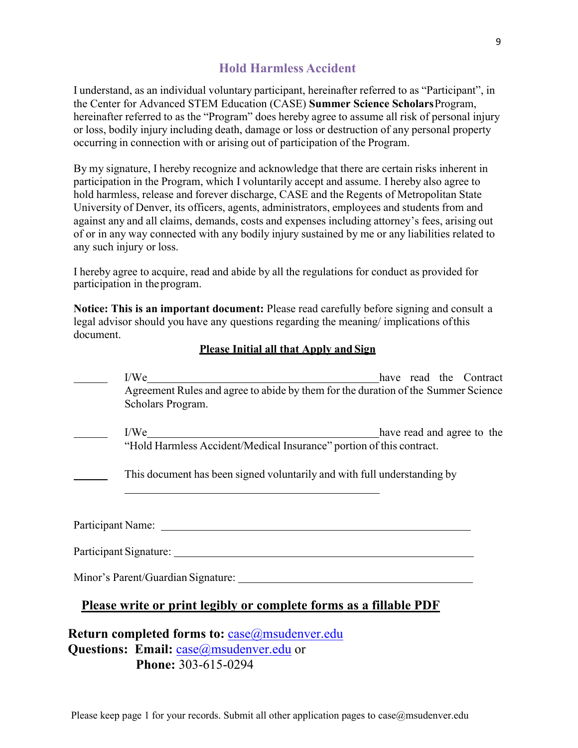## Hold Harmless Accident

I understand, as an individual voluntary participant, hereinafter referred to as "Participant", in the Center for Advanced STEM Education (CASE) **Summer Science Scholars** Program, hereinafter referred to as the "Program" does hereby agree to assume all risk of personal injury or loss, bodily injury including death, damage or loss or destruction of any personal property occurring in connection with or arising out of participation of the Program.

By my signature, I hereby recognize and acknowledge that there are certain risks inherent in participation in the Program, which I voluntarily accept and assume. I hereby also agree to hold harmless, release and forever discharge, CASE and the Regents of Metropolitan State University of Denver, its officers, agents, administrators, employees and students from and against any and all claims, demands, costs and expenses including attorney's fees, arising out of or in any way connected with any bodily injury sustained by me or any liabilities related to any such injury or loss.

I hereby agree to acquire, read and abide by all the regulations for conduct as provided for participation in the program.

**Notice: This is an important document:** Please read carefully before signing and consult a legal advisor should you have any questions regarding the meaning/ implications of this document.

**Please Initial all that Apply and Sign**

______ I/We ____________________________________ have read the Contract Agreement Rules and agree to abide by them for the duration of the Summer Science Scholars Program.

______ I/We ____________________________________ have read and agree to the "Hold Harmless Accident/Medical Insurance" portion of this contract.

______ This document has been signed voluntarily and with full understanding by ____________________________________

Participant Name: ____________________________________

Participant Signature: ____________________________________

Minor's Parent/Guardian Signature: ____________________________________

**Please write or print legibly or complete forms as a fillable PDF**

**Return completed forms to:** case@msudenver.edu
**Questions: Email:** case@msudenver.edu or
**Phone:** 303-615-0294

Please keep page 1 for your records. Submit all other application pages to case@msudenver.edu